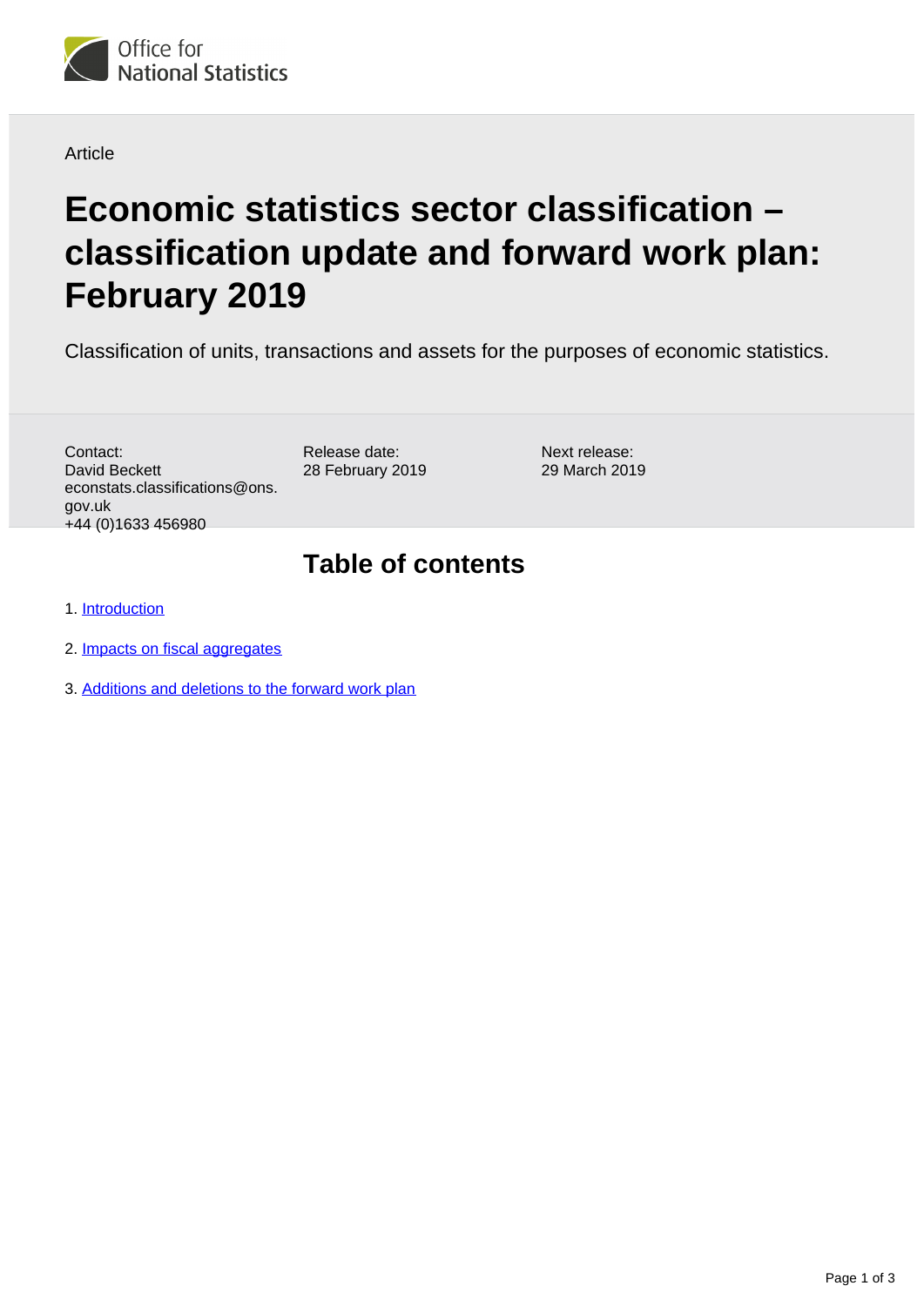Office for National Statistics

Article

# Economic statistics sector classification – classification update and forward work plan: February 2019

Classification of units, transactions and assets for the purposes of economic statistics.

Contact:
David Beckett
econstats.classifications@ons.gov.uk
+44 (0)1633 456980

Release date:
28 February 2019

Next release:
29 March 2019

## Table of contents

1. Introduction
2. Impacts on fiscal aggregates
3. Additions and deletions to the forward work plan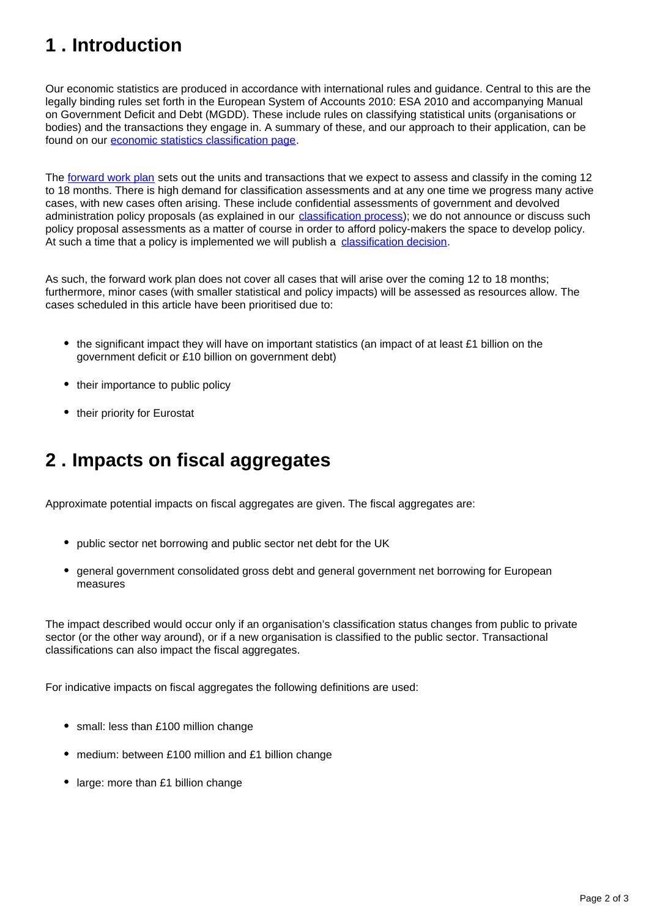## 1 . Introduction

Our economic statistics are produced in accordance with international rules and guidance. Central to this are the legally binding rules set forth in the European System of Accounts 2010: ESA 2010 and accompanying Manual on Government Deficit and Debt (MGDD). These include rules on classifying statistical units (organisations or bodies) and the transactions they engage in. A summary of these, and our approach to their application, can be found on our economic statistics classification page.

The forward work plan sets out the units and transactions that we expect to assess and classify in the coming 12 to 18 months. There is high demand for classification assessments and at any one time we progress many active cases, with new cases often arising. These include confidential assessments of government and devolved administration policy proposals (as explained in our classification process); we do not announce or discuss such policy proposal assessments as a matter of course in order to afford policy-makers the space to develop policy. At such a time that a policy is implemented we will publish a classification decision.

As such, the forward work plan does not cover all cases that will arise over the coming 12 to 18 months; furthermore, minor cases (with smaller statistical and policy impacts) will be assessed as resources allow. The cases scheduled in this article have been prioritised due to:

- the significant impact they will have on important statistics (an impact of at least £1 billion on the government deficit or £10 billion on government debt)
- their importance to public policy
- their priority for Eurostat

## 2 . Impacts on fiscal aggregates

Approximate potential impacts on fiscal aggregates are given. The fiscal aggregates are:

- public sector net borrowing and public sector net debt for the UK
- general government consolidated gross debt and general government net borrowing for European measures

The impact described would occur only if an organisation's classification status changes from public to private sector (or the other way around), or if a new organisation is classified to the public sector. Transactional classifications can also impact the fiscal aggregates.

For indicative impacts on fiscal aggregates the following definitions are used:

- small: less than £100 million change
- medium: between £100 million and £1 billion change
- large: more than £1 billion change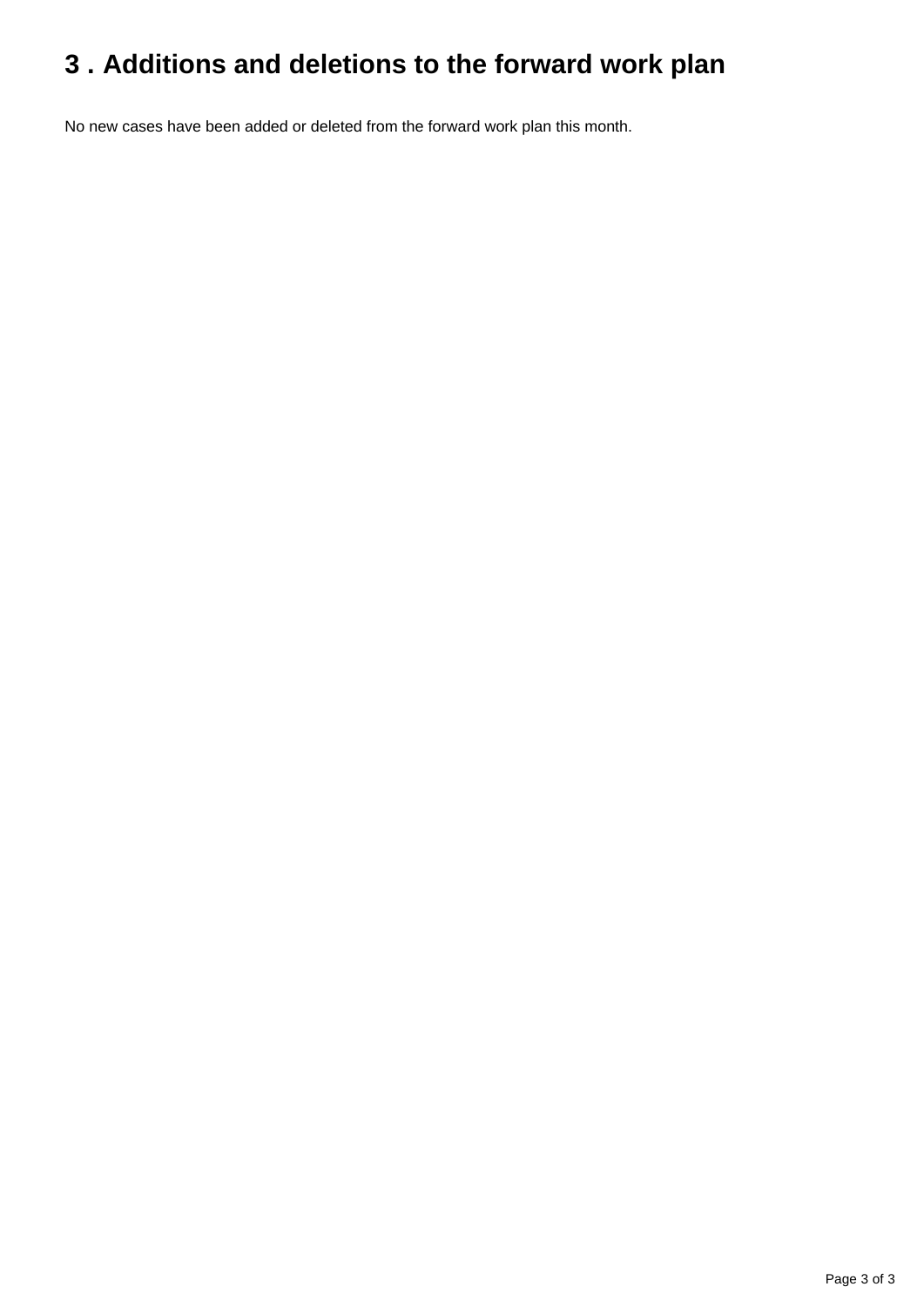## 3 . Additions and deletions to the forward work plan

No new cases have been added or deleted from the forward work plan this month.